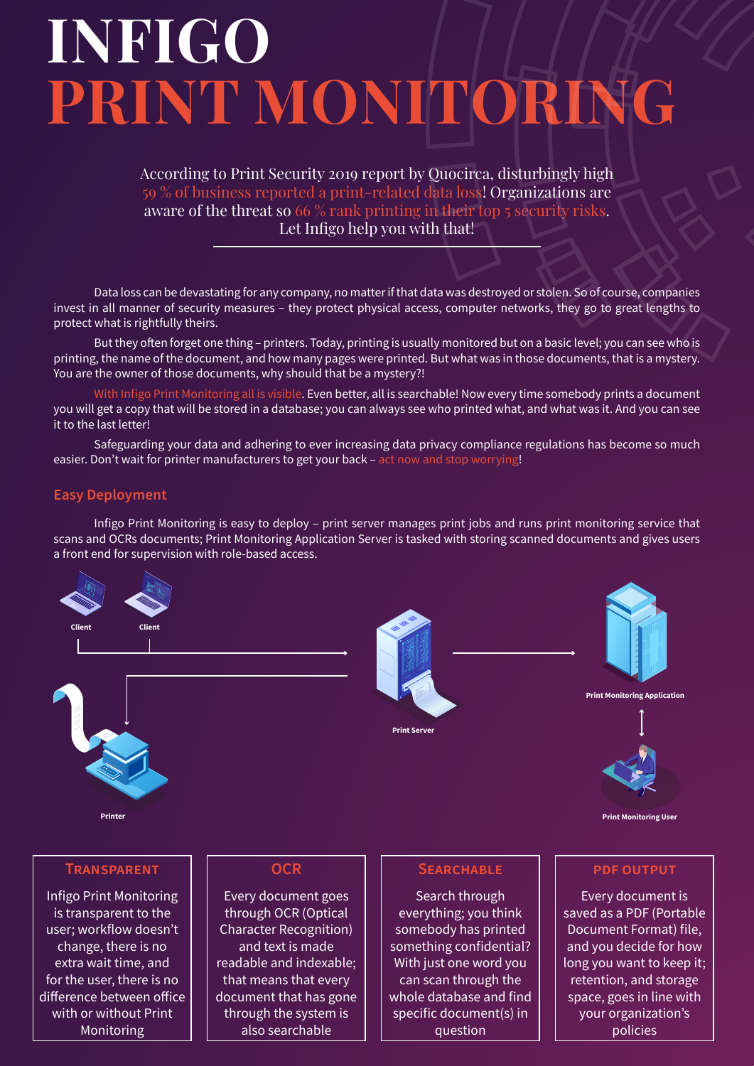# INFIGO PRINT MONITORING

According to Print Security 2019 report by Quocirca, disturbingly high 59 % of business reported a print-related data loss! Organizations are aware of the threat so 66 % rank printing in their top 5 security risks. Let Infigo help you with that!

Data loss can be devastating for any company, no matter if that data was destroyed or stolen. So of course, companies invest in all manner of security measures – they protect physical access, computer networks, they go to great lengths to protect what is rightfully theirs.

But they often forget one thing – printers. Today, printing is usually monitored but on a basic level; you can see who is printing, the name of the document, and how many pages were printed. But what was in those documents, that is a mystery. You are the owner of those documents, why should that be a mystery?!

With Infigo Print Monitoring all is visible. Even better, all is searchable! Now every time somebody prints a document you will get a copy that will be stored in a database; you can always see who printed what, and what was it. And you can see it to the last letter!

Safeguarding your data and adhering to ever increasing data privacy compliance regulations has become so much easier. Don't wait for printer manufacturers to get your back – act now and stop worrying!

## Easy Deployment

Infigo Print Monitoring is easy to deploy – print server manages print jobs and runs print monitoring service that scans and OCRs documents; Print Monitoring Application Server is tasked with storing scanned documents and gives users a front end for supervision with role-based access.

Client, Client, Print Server, Print Monitoring Application, Printer, Print Monitoring User

### Transparent

Infigo Print Monitoring is transparent to the user; workflow doesn't change, there is no extra wait time, and for the user, there is no difference between office with or without Print Monitoring

### OCR

Every document goes through OCR (Optical Character Recognition) and text is made readable and indexable; that means that every document that has gone through the system is also searchable

### Searchable

Search through everything; you think somebody has printed something confidential? With just one word you can scan through the whole database and find specific document(s) in question

### PDF Output

Every document is saved as a PDF (Portable Document Format) file, and you decide for how long you want to keep it; retention, and storage space, goes in line with your organization's policies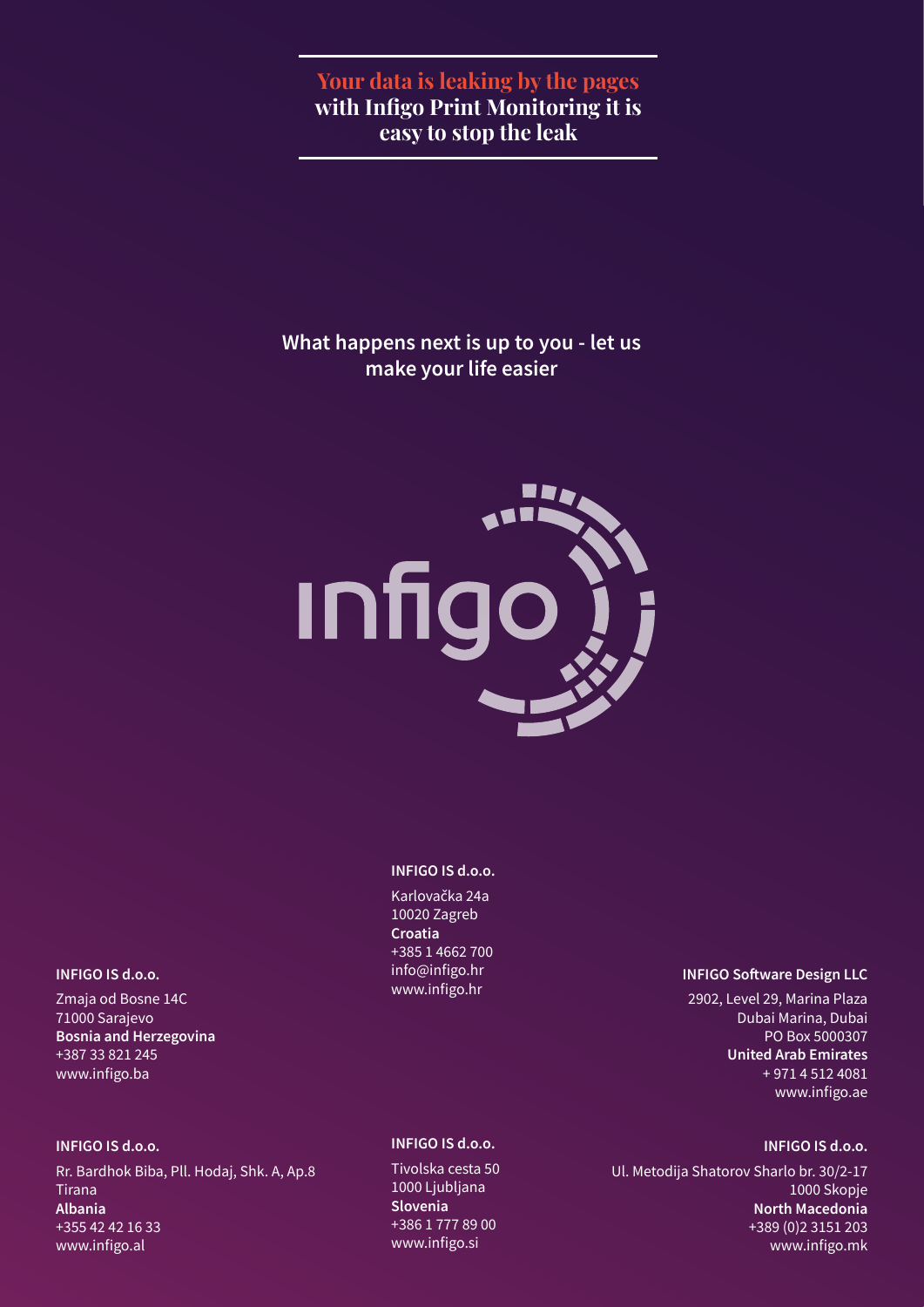**Your data is leaking by the pages**
**with Infigo Print Monitoring it is easy to stop the leak**

**What happens next is up to you - let us make your life easier**

**INFIGO IS d.o.o.**
Karlovačka 24a
10020 Zagreb
**Croatia**
+385 1 4662 700
info@infigo.hr
www.infigo.hr

**INFIGO IS d.o.o.**
Zmaja od Bosne 14C
71000 Sarajevo
**Bosnia and Herzegovina**
+387 33 821 245
www.infigo.ba

**INFIGO Software Design LLC**
2902, Level 29, Marina Plaza
Dubai Marina, Dubai
PO Box 5000307
**United Arab Emirates**
+ 971 4 512 4081
www.infigo.ae

**INFIGO IS d.o.o.**
Rr. Bardhok Biba, Pll. Hodaj, Shk. A, Ap.8
Tirana
**Albania**
+355 42 42 16 33
www.infigo.al

**INFIGO IS d.o.o.**
Tivolska cesta 50
1000 Ljubljana
**Slovenia**
+386 1 777 89 00
www.infigo.si

**INFIGO IS d.o.o.**
Ul. Metodija Shatorov Sharlo br. 30/2-17
1000 Skopje
**North Macedonia**
+389 (0)2 3151 203
www.infigo.mk